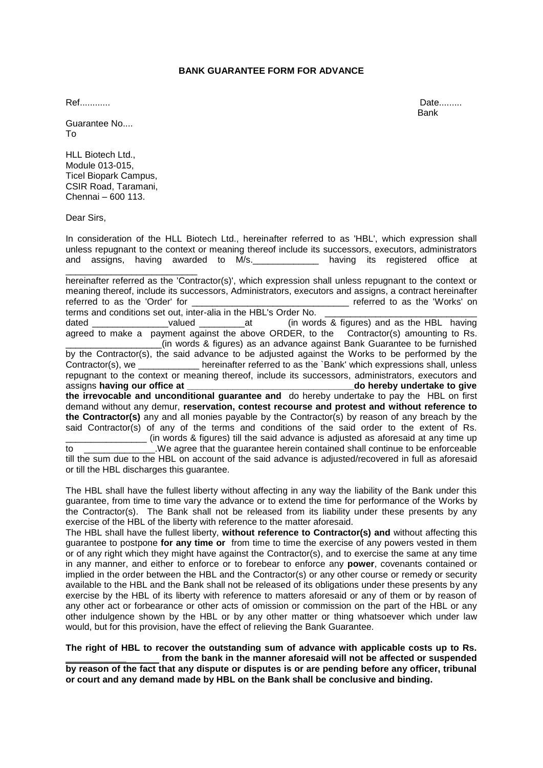**BANK GUARANTEE FORM FOR ADVANCE**

Ref............ Date.........

Bank

Guarantee No....

To

HLL Biotech Ltd.,
Module 013-015,
Ticel Biopark Campus,
CSIR Road, Taramani,
Chennai – 600 113.

Dear Sirs,

In consideration of the HLL Biotech Ltd., hereinafter referred to as 'HBL', which expression shall unless repugnant to the context or meaning thereof include its successors, executors, administrators and assigns, having awarded to M/s.\_\_\_\_\_\_\_\_\_\_\_\_\_ having its registered office at \_\_\_\_\_\_\_\_\_\_\_\_\_\_\_\_\_\_\_\_\_\_\_\_\_\_ hereinafter referred as the 'Contractor(s)', which expression shall unless repugnant to the context or meaning thereof, include its successors, Administrators, executors and assigns, a contract hereinafter referred to as the 'Order' for \_\_\_\_\_\_\_\_\_\_\_\_\_\_\_\_\_\_\_\_\_\_\_\_\_\_\_\_\_\_\_\_\_ referred to as the 'Works' on terms and conditions set out, inter-alia in the HBL's Order No. \_\_\_\_\_\_\_\_\_\_\_\_\_\_\_\_\_\_\_\_\_\_\_\_\_\_\_\_\_\_ dated \_\_\_\_\_\_\_\_\_\_\_\_\_\_\_valued \_\_\_\_\_\_\_\_\_at (in words & figures) and as the HBL having agreed to make a payment against the above ORDER, to the Contractor(s) amounting to Rs. \_\_\_\_\_\_\_\_\_\_\_\_\_\_\_\_\_\_\_(in words & figures) as an advance against Bank Guarantee to be furnished by the Contractor(s), the said advance to be adjusted against the Works to be performed by the Contractor(s), we \_\_\_\_\_\_\_\_\_\_\_\_ hereinafter referred to as the `Bank' which expressions shall, unless repugnant to the context or meaning thereof, include its successors, administrators, executors and assigns **having our office at \_\_\_\_\_\_\_\_\_\_\_\_\_\_\_\_\_\_\_\_\_\_\_\_\_\_\_\_\_\_\_\_\_do hereby undertake to give the irrevocable and unconditional guarantee and** do hereby undertake to pay the HBL on first demand without any demur, **reservation, contest recourse and protest and without reference to the Contractor(s)** any and all monies payable by the Contractor(s) by reason of any breach by the said Contractor(s) of any of the terms and conditions of the said order to the extent of Rs. \_\_\_\_\_\_\_\_\_\_\_\_\_\_\_\_ (in words & figures) till the said advance is adjusted as aforesaid at any time up to \_\_\_\_\_\_\_\_\_\_\_\_\_\_.We agree that the guarantee herein contained shall continue to be enforceable till the sum due to the HBL on account of the said advance is adjusted/recovered in full as aforesaid or till the HBL discharges this guarantee.

The HBL shall have the fullest liberty without affecting in any way the liability of the Bank under this guarantee, from time to time vary the advance or to extend the time for performance of the Works by the Contractor(s). The Bank shall not be released from its liability under these presents by any exercise of the HBL of the liberty with reference to the matter aforesaid.

The HBL shall have the fullest liberty, **without reference to Contractor(s) and** without affecting this guarantee to postpone **for any time or** from time to time the exercise of any powers vested in them or of any right which they might have against the Contractor(s), and to exercise the same at any time in any manner, and either to enforce or to forebear to enforce any **power**, covenants contained or implied in the order between the HBL and the Contractor(s) or any other course or remedy or security available to the HBL and the Bank shall not be released of its obligations under these presents by any exercise by the HBL of its liberty with reference to matters aforesaid or any of them or by reason of any other act or forbearance or other acts of omission or commission on the part of the HBL or any other indulgence shown by the HBL or by any other matter or thing whatsoever which under law would, but for this provision, have the effect of relieving the Bank Guarantee.

**The right of HBL to recover the outstanding sum of advance with applicable costs up to Rs. \_\_\_\_\_\_\_\_\_\_\_\_\_\_\_\_\_\_ from the bank in the manner aforesaid will not be affected or suspended by reason of the fact that any dispute or disputes is or are pending before any officer, tribunal or court and any demand made by HBL on the Bank shall be conclusive and binding.**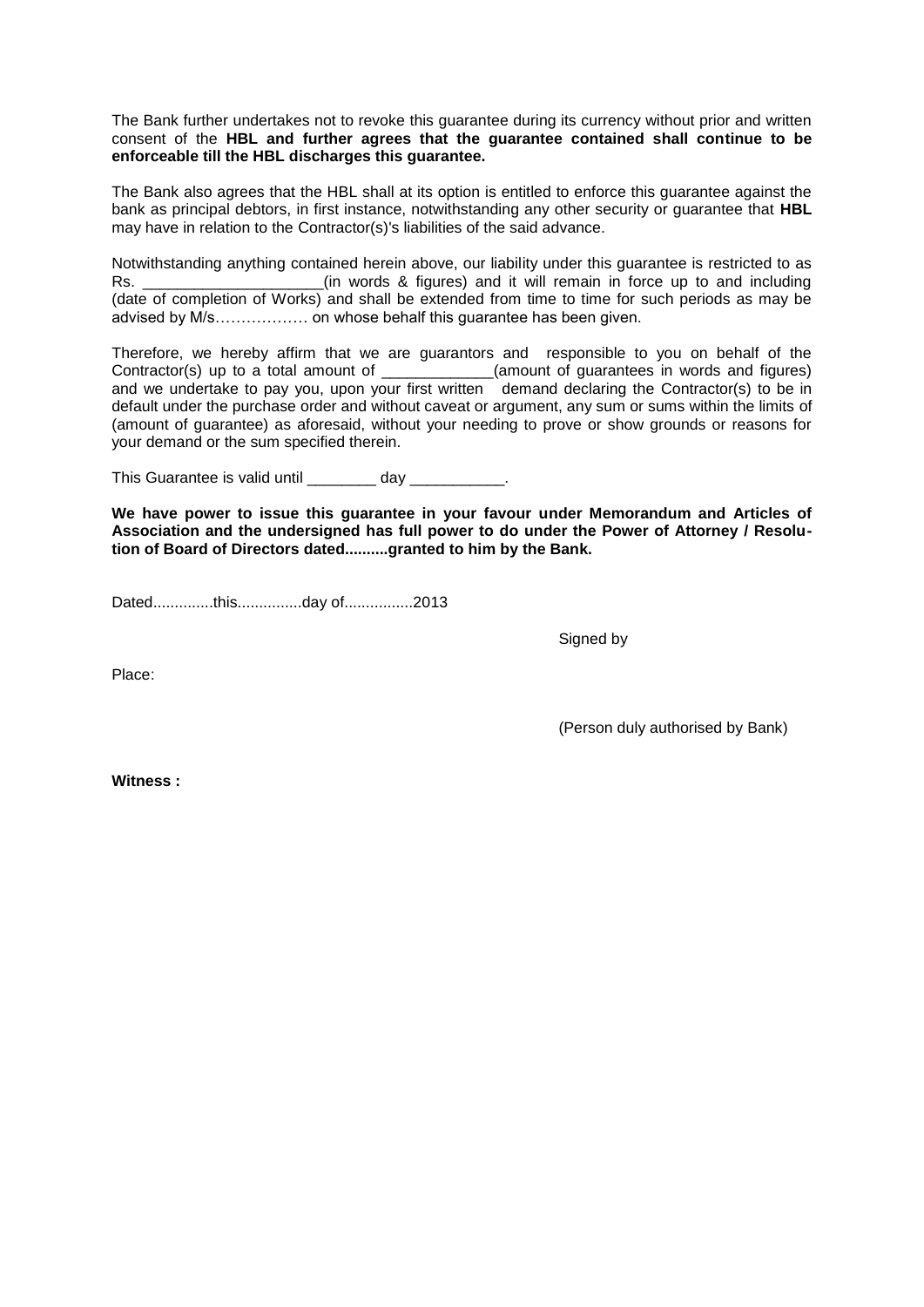The Bank further undertakes not to revoke this guarantee during its currency without prior and written consent of the **HBL and further agrees that the guarantee contained shall continue to be enforceable till the HBL discharges this guarantee.**

The Bank also agrees that the HBL shall at its option is entitled to enforce this guarantee against the bank as principal debtors, in first instance, notwithstanding any other security or guarantee that **HBL** may have in relation to the Contractor(s)'s liabilities of the said advance.

Notwithstanding anything contained herein above, our liability under this guarantee is restricted to as Rs. ____________________(in words & figures) and it will remain in force up to and including (date of completion of Works) and shall be extended from time to time for such periods as may be advised by M/s……………… on whose behalf this guarantee has been given.

Therefore, we hereby affirm that we are guarantors and responsible to you on behalf of the Contractor(s) up to a total amount of _____________(amount of guarantees in words and figures) and we undertake to pay you, upon your first written demand declaring the Contractor(s) to be in default under the purchase order and without caveat or argument, any sum or sums within the limits of (amount of guarantee) as aforesaid, without your needing to prove or show grounds or reasons for your demand or the sum specified therein.

This Guarantee is valid until ________ day ___________.

**We have power to issue this guarantee in your favour under Memorandum and Articles of Association and the undersigned has full power to do under the Power of Attorney / Resolution of Board of Directors dated..........granted to him by the Bank.**

Dated..............this...............day of................2013

Signed by

Place:

(Person duly authorised by Bank)

**Witness :**